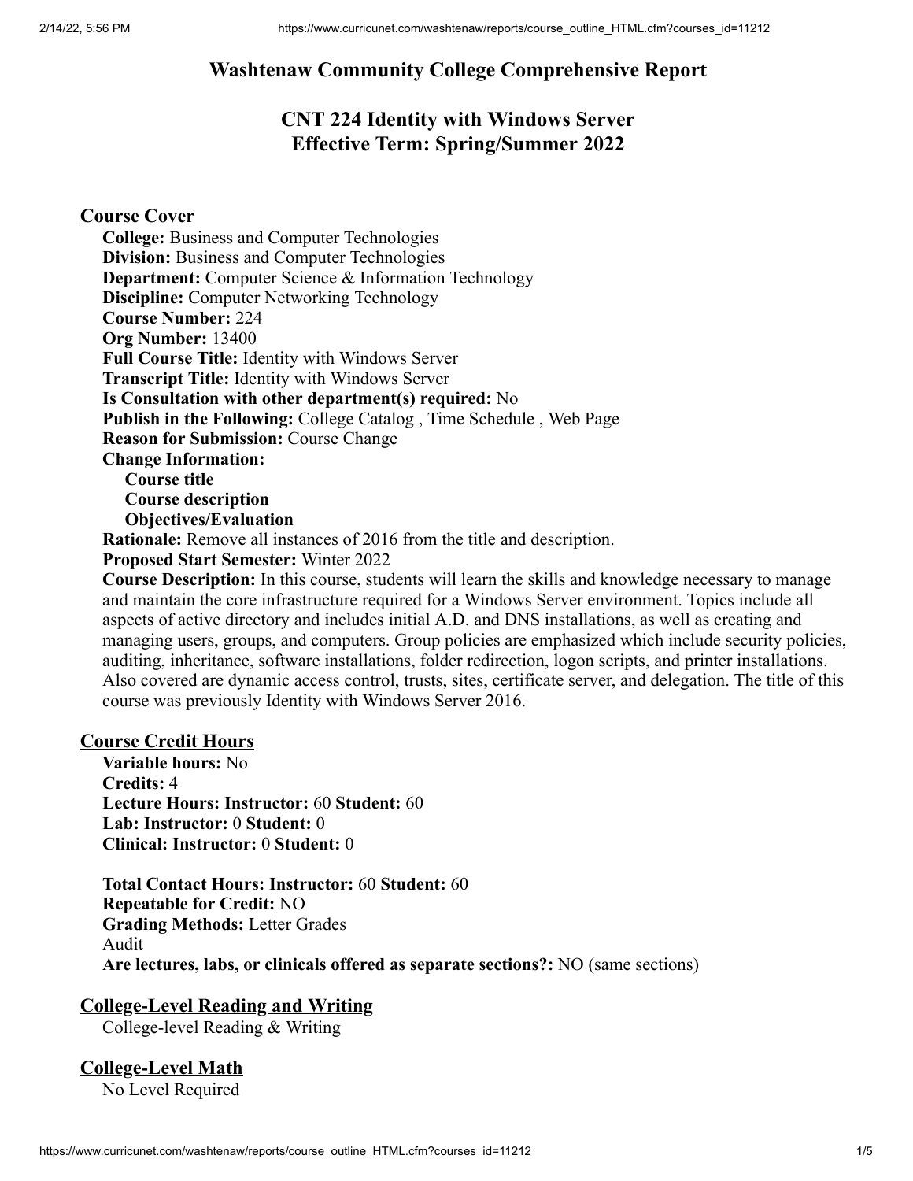# Washtenaw Community College Comprehensive Report

## CNT 224 Identity with Windows Server
## Effective Term: Spring/Summer 2022

### Course Cover

**College:** Business and Computer Technologies
**Division:** Business and Computer Technologies
**Department:** Computer Science & Information Technology
**Discipline:** Computer Networking Technology
**Course Number:** 224
**Org Number:** 13400
**Full Course Title:** Identity with Windows Server
**Transcript Title:** Identity with Windows Server
**Is Consultation with other department(s) required:** No
**Publish in the Following:** College Catalog , Time Schedule , Web Page
**Reason for Submission:** Course Change
**Change Information:**

- **Course title**
- **Course description**
- **Objectives/Evaluation**

**Rationale:** Remove all instances of 2016 from the title and description.
**Proposed Start Semester:** Winter 2022
**Course Description:** In this course, students will learn the skills and knowledge necessary to manage and maintain the core infrastructure required for a Windows Server environment. Topics include all aspects of active directory and includes initial A.D. and DNS installations, as well as creating and managing users, groups, and computers. Group policies are emphasized which include security policies, auditing, inheritance, software installations, folder redirection, logon scripts, and printer installations. Also covered are dynamic access control, trusts, sites, certificate server, and delegation. The title of this course was previously Identity with Windows Server 2016.

### Course Credit Hours

**Variable hours:** No
**Credits:** 4
**Lecture Hours: Instructor:** 60 **Student:** 60
**Lab: Instructor:** 0 **Student:** 0
**Clinical: Instructor:** 0 **Student:** 0

**Total Contact Hours: Instructor:** 60 **Student:** 60
**Repeatable for Credit:** NO
**Grading Methods:** Letter Grades
Audit
**Are lectures, labs, or clinicals offered as separate sections?:** NO (same sections)

### College-Level Reading and Writing

College-level Reading & Writing

### College-Level Math

No Level Required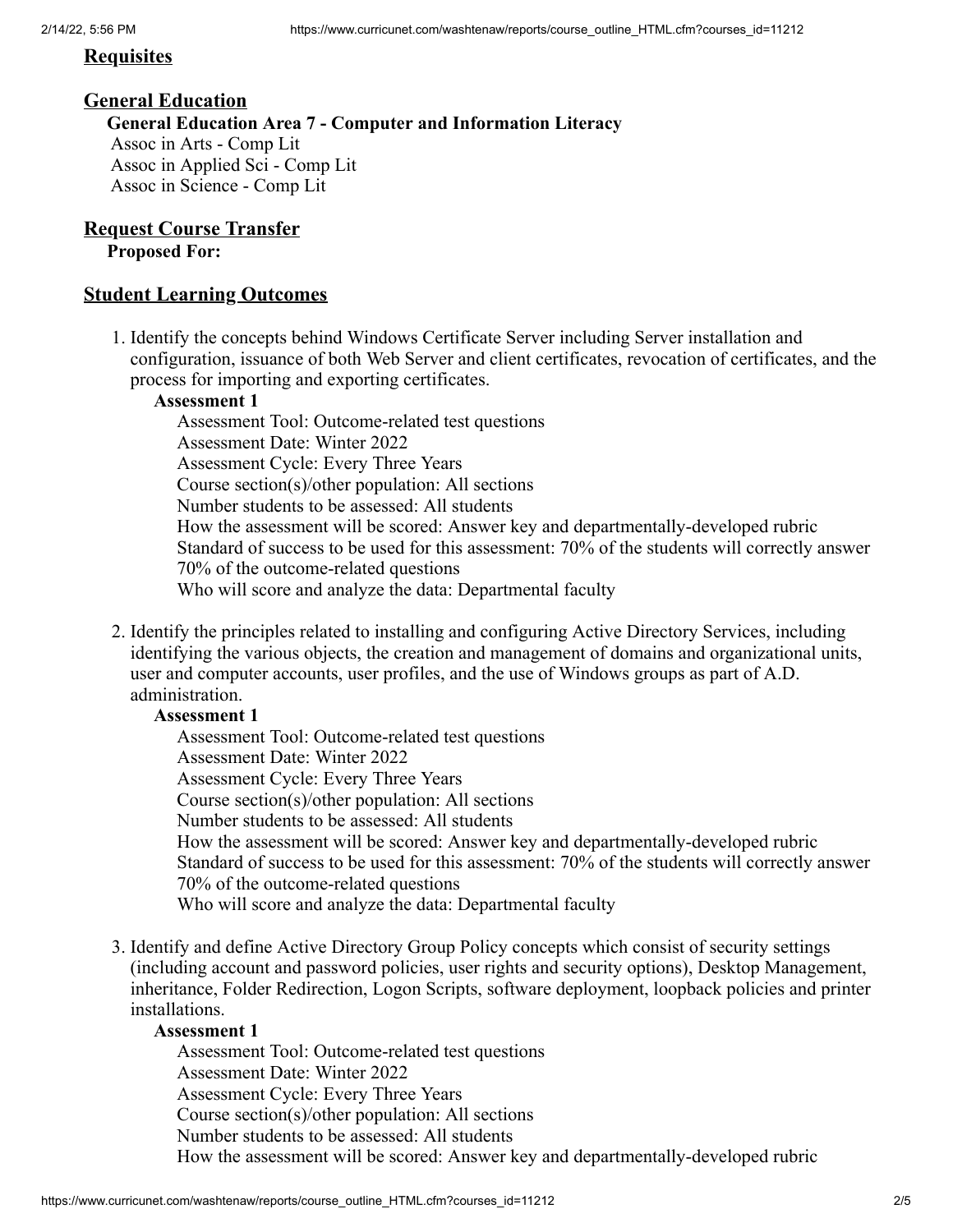## Requisites

## General Education

**General Education Area 7 - Computer and Information Literacy**

Assoc in Arts - Comp Lit
Assoc in Applied Sci - Comp Lit
Assoc in Science - Comp Lit

## Request Course Transfer

**Proposed For:**

## Student Learning Outcomes

1. Identify the concepts behind Windows Certificate Server including Server installation and configuration, issuance of both Web Server and client certificates, revocation of certificates, and the process for importing and exporting certificates.

   **Assessment 1**

   Assessment Tool: Outcome-related test questions
   Assessment Date: Winter 2022
   Assessment Cycle: Every Three Years
   Course section(s)/other population: All sections
   Number students to be assessed: All students
   How the assessment will be scored: Answer key and departmentally-developed rubric
   Standard of success to be used for this assessment: 70% of the students will correctly answer 70% of the outcome-related questions
   Who will score and analyze the data: Departmental faculty

2. Identify the principles related to installing and configuring Active Directory Services, including identifying the various objects, the creation and management of domains and organizational units, user and computer accounts, user profiles, and the use of Windows groups as part of A.D. administration.

   **Assessment 1**

   Assessment Tool: Outcome-related test questions
   Assessment Date: Winter 2022
   Assessment Cycle: Every Three Years
   Course section(s)/other population: All sections
   Number students to be assessed: All students
   How the assessment will be scored: Answer key and departmentally-developed rubric
   Standard of success to be used for this assessment: 70% of the students will correctly answer 70% of the outcome-related questions
   Who will score and analyze the data: Departmental faculty

3. Identify and define Active Directory Group Policy concepts which consist of security settings (including account and password policies, user rights and security options), Desktop Management, inheritance, Folder Redirection, Logon Scripts, software deployment, loopback policies and printer installations.

   **Assessment 1**

   Assessment Tool: Outcome-related test questions
   Assessment Date: Winter 2022
   Assessment Cycle: Every Three Years
   Course section(s)/other population: All sections
   Number students to be assessed: All students
   How the assessment will be scored: Answer key and departmentally-developed rubric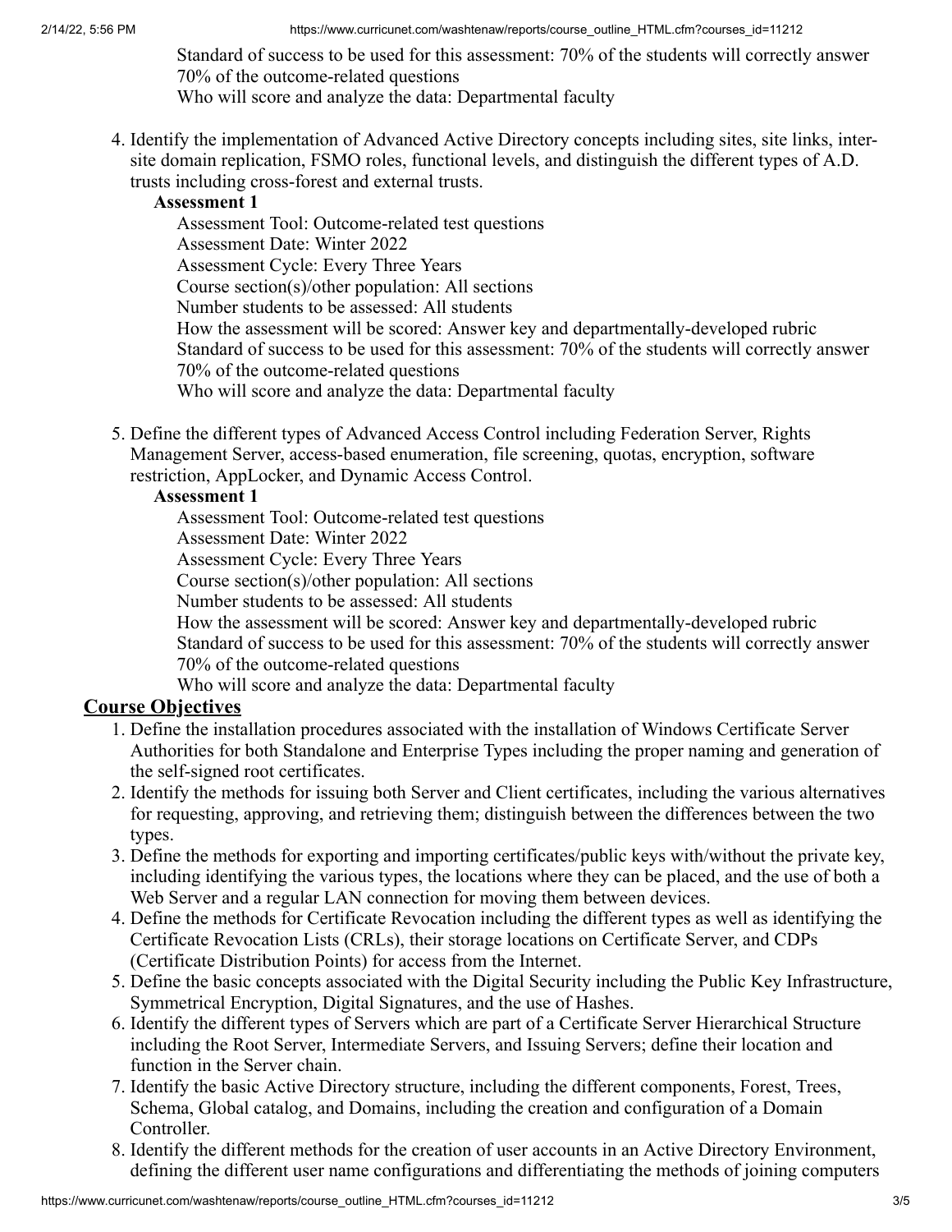Standard of success to be used for this assessment: 70% of the students will correctly answer 70% of the outcome-related questions
Who will score and analyze the data: Departmental faculty

4. Identify the implementation of Advanced Active Directory concepts including sites, site links, inter-site domain replication, FSMO roles, functional levels, and distinguish the different types of A.D. trusts including cross-forest and external trusts.

   **Assessment 1**

   Assessment Tool: Outcome-related test questions
   Assessment Date: Winter 2022
   Assessment Cycle: Every Three Years
   Course section(s)/other population: All sections
   Number students to be assessed: All students
   How the assessment will be scored: Answer key and departmentally-developed rubric
   Standard of success to be used for this assessment: 70% of the students will correctly answer 70% of the outcome-related questions
   Who will score and analyze the data: Departmental faculty

5. Define the different types of Advanced Access Control including Federation Server, Rights Management Server, access-based enumeration, file screening, quotas, encryption, software restriction, AppLocker, and Dynamic Access Control.

   **Assessment 1**

   Assessment Tool: Outcome-related test questions
   Assessment Date: Winter 2022
   Assessment Cycle: Every Three Years
   Course section(s)/other population: All sections
   Number students to be assessed: All students
   How the assessment will be scored: Answer key and departmentally-developed rubric
   Standard of success to be used for this assessment: 70% of the students will correctly answer 70% of the outcome-related questions
   Who will score and analyze the data: Departmental faculty

## Course Objectives

1. Define the installation procedures associated with the installation of Windows Certificate Server Authorities for both Standalone and Enterprise Types including the proper naming and generation of the self-signed root certificates.
2. Identify the methods for issuing both Server and Client certificates, including the various alternatives for requesting, approving, and retrieving them; distinguish between the differences between the two types.
3. Define the methods for exporting and importing certificates/public keys with/without the private key, including identifying the various types, the locations where they can be placed, and the use of both a Web Server and a regular LAN connection for moving them between devices.
4. Define the methods for Certificate Revocation including the different types as well as identifying the Certificate Revocation Lists (CRLs), their storage locations on Certificate Server, and CDPs (Certificate Distribution Points) for access from the Internet.
5. Define the basic concepts associated with the Digital Security including the Public Key Infrastructure, Symmetrical Encryption, Digital Signatures, and the use of Hashes.
6. Identify the different types of Servers which are part of a Certificate Server Hierarchical Structure including the Root Server, Intermediate Servers, and Issuing Servers; define their location and function in the Server chain.
7. Identify the basic Active Directory structure, including the different components, Forest, Trees, Schema, Global catalog, and Domains, including the creation and configuration of a Domain Controller.
8. Identify the different methods for the creation of user accounts in an Active Directory Environment, defining the different user name configurations and differentiating the methods of joining computers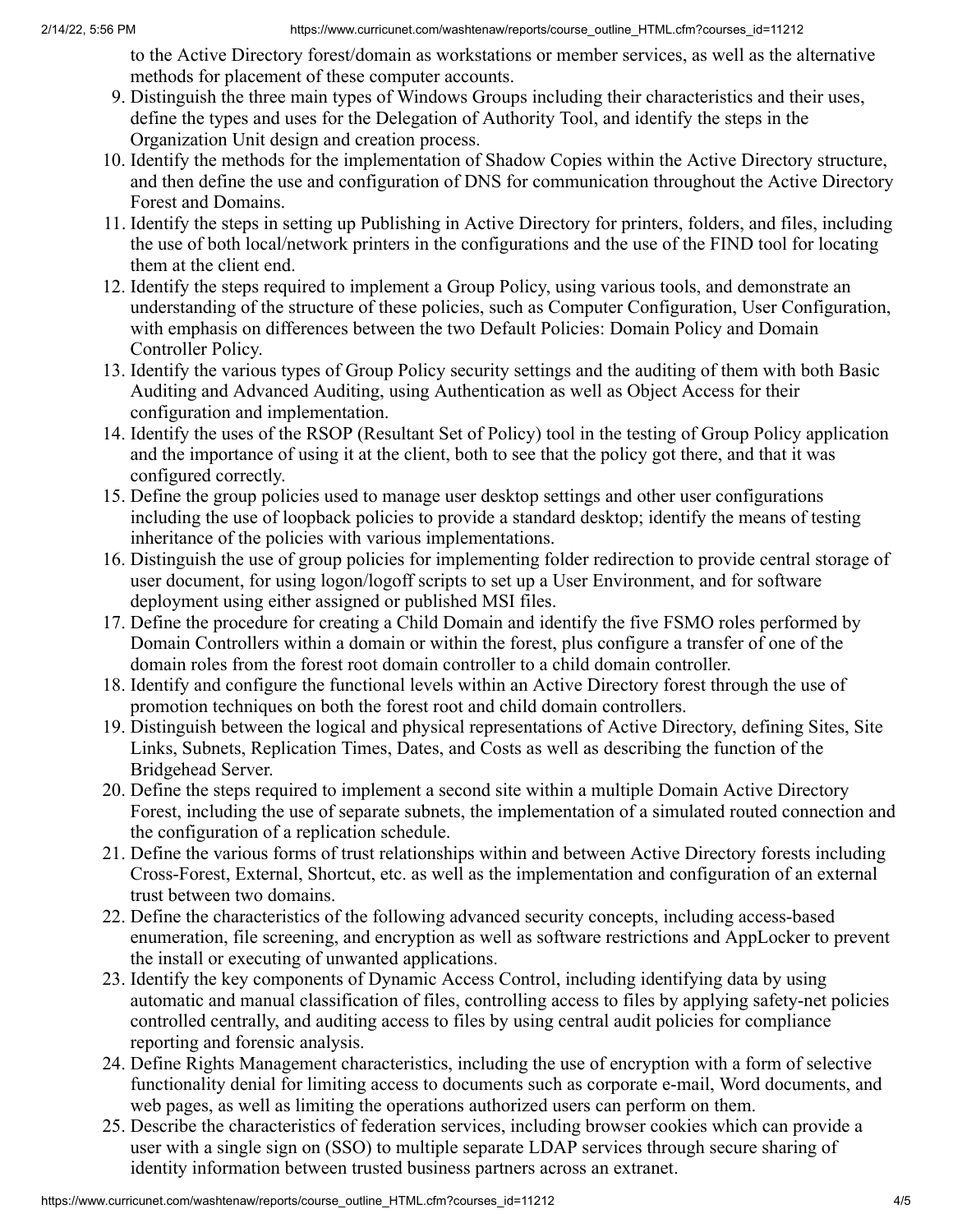to the Active Directory forest/domain as workstations or member services, as well as the alternative methods for placement of these computer accounts.

9. Distinguish the three main types of Windows Groups including their characteristics and their uses, define the types and uses for the Delegation of Authority Tool, and identify the steps in the Organization Unit design and creation process.
10. Identify the methods for the implementation of Shadow Copies within the Active Directory structure, and then define the use and configuration of DNS for communication throughout the Active Directory Forest and Domains.
11. Identify the steps in setting up Publishing in Active Directory for printers, folders, and files, including the use of both local/network printers in the configurations and the use of the FIND tool for locating them at the client end.
12. Identify the steps required to implement a Group Policy, using various tools, and demonstrate an understanding of the structure of these policies, such as Computer Configuration, User Configuration, with emphasis on differences between the two Default Policies: Domain Policy and Domain Controller Policy.
13. Identify the various types of Group Policy security settings and the auditing of them with both Basic Auditing and Advanced Auditing, using Authentication as well as Object Access for their configuration and implementation.
14. Identify the uses of the RSOP (Resultant Set of Policy) tool in the testing of Group Policy application and the importance of using it at the client, both to see that the policy got there, and that it was configured correctly.
15. Define the group policies used to manage user desktop settings and other user configurations including the use of loopback policies to provide a standard desktop; identify the means of testing inheritance of the policies with various implementations.
16. Distinguish the use of group policies for implementing folder redirection to provide central storage of user document, for using logon/logoff scripts to set up a User Environment, and for software deployment using either assigned or published MSI files.
17. Define the procedure for creating a Child Domain and identify the five FSMO roles performed by Domain Controllers within a domain or within the forest, plus configure a transfer of one of the domain roles from the forest root domain controller to a child domain controller.
18. Identify and configure the functional levels within an Active Directory forest through the use of promotion techniques on both the forest root and child domain controllers.
19. Distinguish between the logical and physical representations of Active Directory, defining Sites, Site Links, Subnets, Replication Times, Dates, and Costs as well as describing the function of the Bridgehead Server.
20. Define the steps required to implement a second site within a multiple Domain Active Directory Forest, including the use of separate subnets, the implementation of a simulated routed connection and the configuration of a replication schedule.
21. Define the various forms of trust relationships within and between Active Directory forests including Cross-Forest, External, Shortcut, etc. as well as the implementation and configuration of an external trust between two domains.
22. Define the characteristics of the following advanced security concepts, including access-based enumeration, file screening, and encryption as well as software restrictions and AppLocker to prevent the install or executing of unwanted applications.
23. Identify the key components of Dynamic Access Control, including identifying data by using automatic and manual classification of files, controlling access to files by applying safety-net policies controlled centrally, and auditing access to files by using central audit policies for compliance reporting and forensic analysis.
24. Define Rights Management characteristics, including the use of encryption with a form of selective functionality denial for limiting access to documents such as corporate e-mail, Word documents, and web pages, as well as limiting the operations authorized users can perform on them.
25. Describe the characteristics of federation services, including browser cookies which can provide a user with a single sign on (SSO) to multiple separate LDAP services through secure sharing of identity information between trusted business partners across an extranet.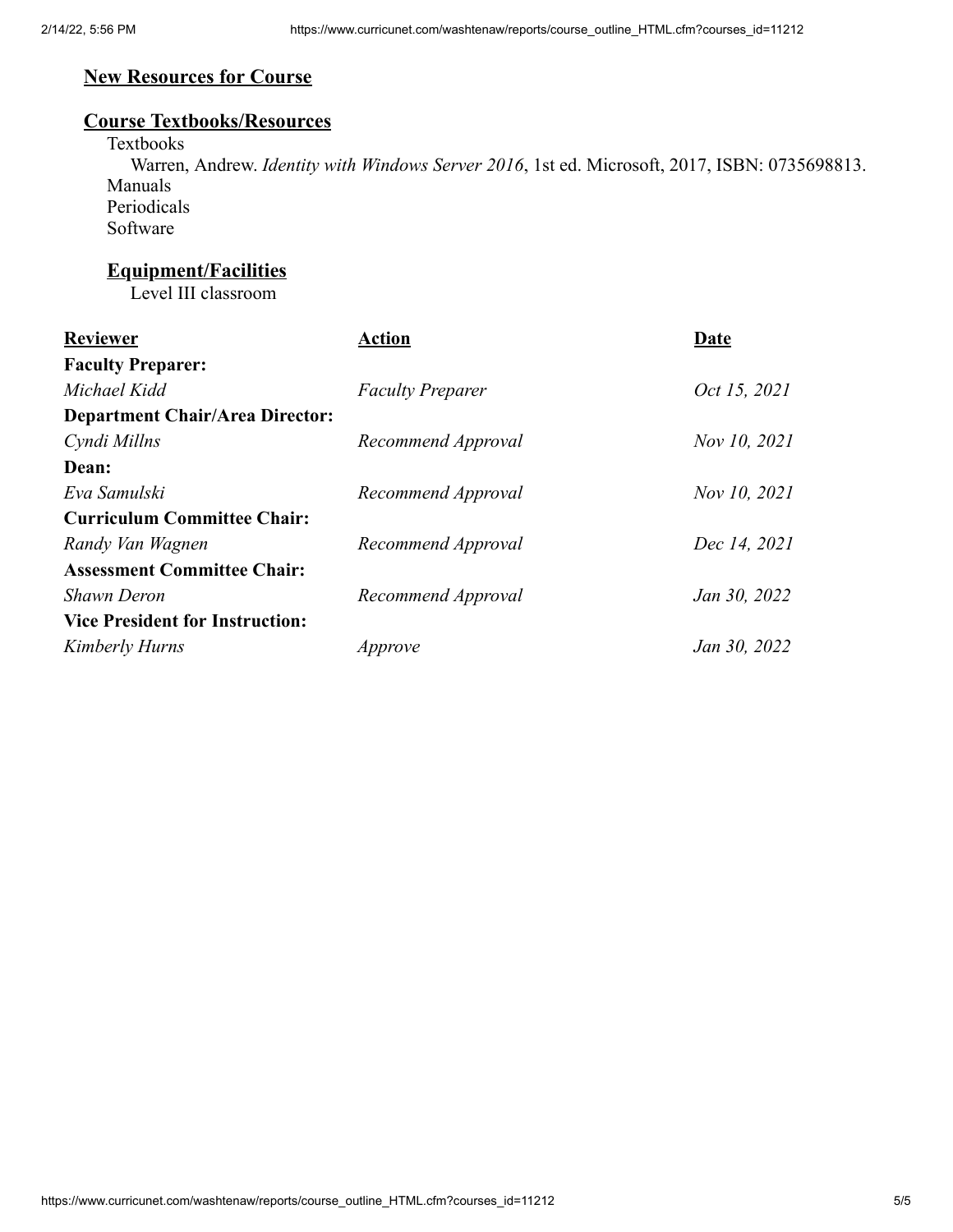## New Resources for Course

## Course Textbooks/Resources

Textbooks

Warren, Andrew. *Identity with Windows Server 2016*, 1st ed. Microsoft, 2017, ISBN: 0735698813.

Manuals

Periodicals

Software

### Equipment/Facilities

Level III classroom

| Reviewer | Action | Date |
|---|---|---|
| **Faculty Preparer:** | | |
| *Michael Kidd* | *Faculty Preparer* | *Oct 15, 2021* |
| **Department Chair/Area Director:** | | |
| *Cyndi Millns* | *Recommend Approval* | *Nov 10, 2021* |
| **Dean:** | | |
| *Eva Samulski* | *Recommend Approval* | *Nov 10, 2021* |
| **Curriculum Committee Chair:** | | |
| *Randy Van Wagnen* | *Recommend Approval* | *Dec 14, 2021* |
| **Assessment Committee Chair:** | | |
| *Shawn Deron* | *Recommend Approval* | *Jan 30, 2022* |
| **Vice President for Instruction:** | | |
| *Kimberly Hurns* | *Approve* | *Jan 30, 2022* |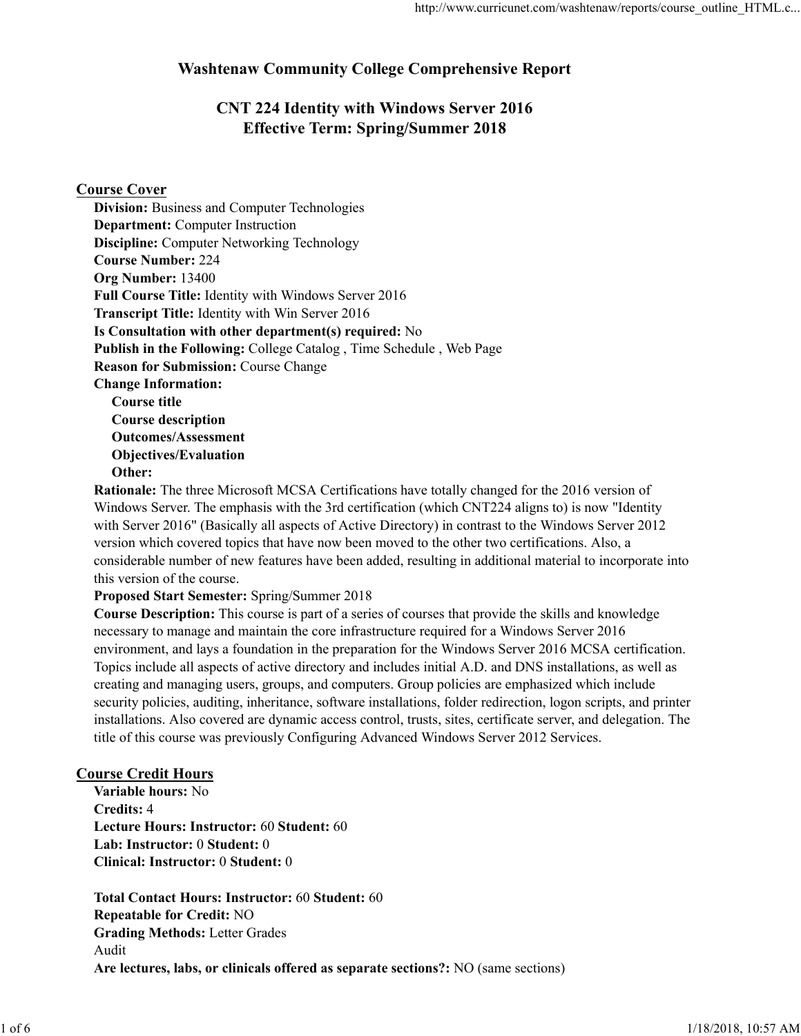# Washtenaw Community College Comprehensive Report

## CNT 224 Identity with Windows Server 2016
## Effective Term: Spring/Summer 2018

### Course Cover

**Division:** Business and Computer Technologies
**Department:** Computer Instruction
**Discipline:** Computer Networking Technology
**Course Number:** 224
**Org Number:** 13400
**Full Course Title:** Identity with Windows Server 2016
**Transcript Title:** Identity with Win Server 2016
**Is Consultation with other department(s) required:** No
**Publish in the Following:** College Catalog , Time Schedule , Web Page
**Reason for Submission:** Course Change
**Change Information:**

- **Course title**
- **Course description**
- **Outcomes/Assessment**
- **Objectives/Evaluation**
- **Other:**

**Rationale:** The three Microsoft MCSA Certifications have totally changed for the 2016 version of Windows Server. The emphasis with the 3rd certification (which CNT224 aligns to) is now "Identity with Server 2016" (Basically all aspects of Active Directory) in contrast to the Windows Server 2012 version which covered topics that have now been moved to the other two certifications. Also, a considerable number of new features have been added, resulting in additional material to incorporate into this version of the course.
**Proposed Start Semester:** Spring/Summer 2018
**Course Description:** This course is part of a series of courses that provide the skills and knowledge necessary to manage and maintain the core infrastructure required for a Windows Server 2016 environment, and lays a foundation in the preparation for the Windows Server 2016 MCSA certification. Topics include all aspects of active directory and includes initial A.D. and DNS installations, as well as creating and managing users, groups, and computers. Group policies are emphasized which include security policies, auditing, inheritance, software installations, folder redirection, logon scripts, and printer installations. Also covered are dynamic access control, trusts, sites, certificate server, and delegation. The title of this course was previously Configuring Advanced Windows Server 2012 Services.

### Course Credit Hours

**Variable hours:** No
**Credits:** 4
**Lecture Hours: Instructor:** 60 **Student:** 60
**Lab: Instructor:** 0 **Student:** 0
**Clinical: Instructor:** 0 **Student:** 0

**Total Contact Hours: Instructor:** 60 **Student:** 60
**Repeatable for Credit:** NO
**Grading Methods:** Letter Grades
Audit
**Are lectures, labs, or clinicals offered as separate sections?:** NO (same sections)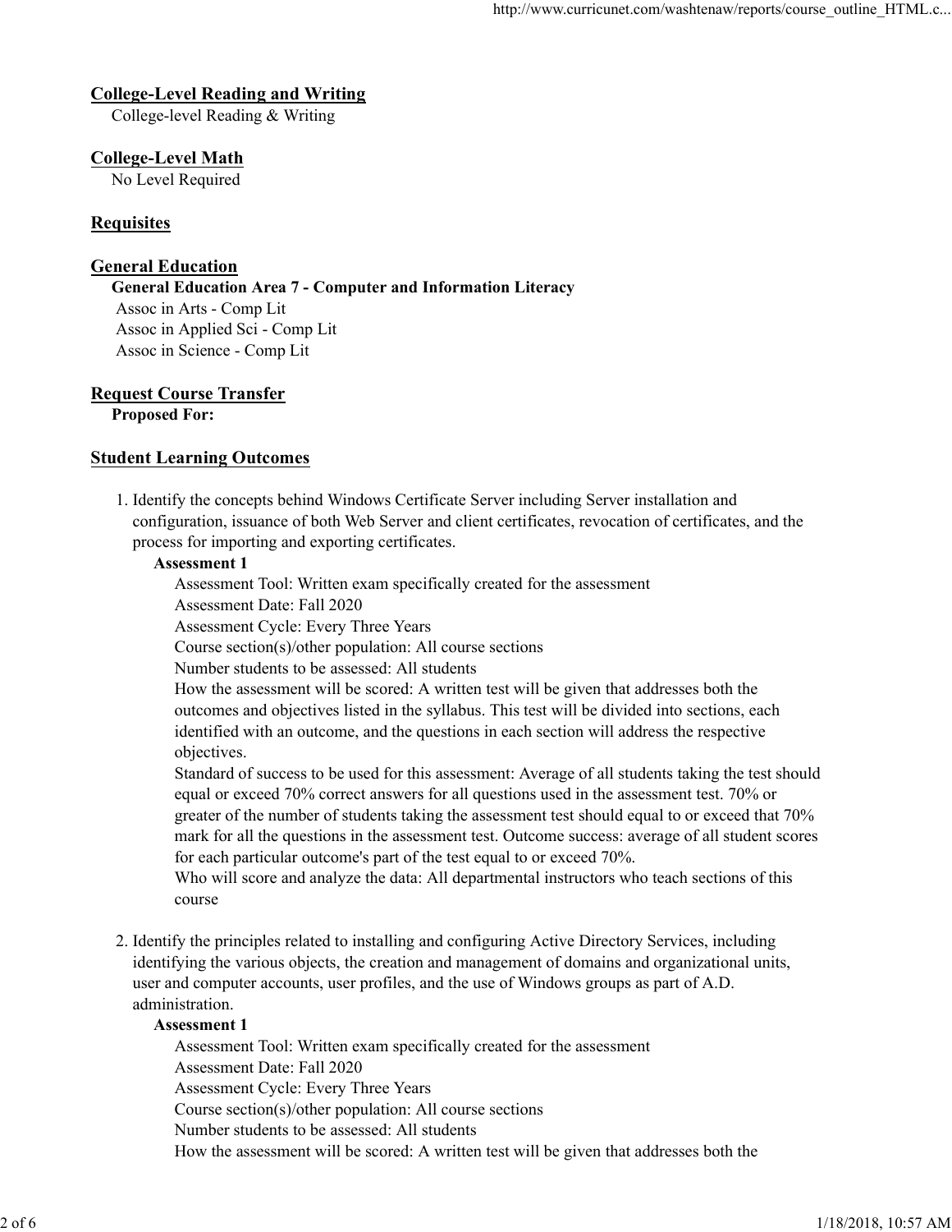## College-Level Reading and Writing

College-level Reading & Writing

## College-Level Math

No Level Required

## Requisites

## General Education

**General Education Area 7 - Computer and Information Literacy**

Assoc in Arts - Comp Lit
Assoc in Applied Sci - Comp Lit
Assoc in Science - Comp Lit

## Request Course Transfer

**Proposed For:**

## Student Learning Outcomes

1. Identify the concepts behind Windows Certificate Server including Server installation and configuration, issuance of both Web Server and client certificates, revocation of certificates, and the process for importing and exporting certificates.

   **Assessment 1**

   Assessment Tool: Written exam specifically created for the assessment
   Assessment Date: Fall 2020
   Assessment Cycle: Every Three Years
   Course section(s)/other population: All course sections
   Number students to be assessed: All students
   How the assessment will be scored: A written test will be given that addresses both the outcomes and objectives listed in the syllabus. This test will be divided into sections, each identified with an outcome, and the questions in each section will address the respective objectives.
   Standard of success to be used for this assessment: Average of all students taking the test should equal or exceed 70% correct answers for all questions used in the assessment test. 70% or greater of the number of students taking the assessment test should equal to or exceed that 70% mark for all the questions in the assessment test. Outcome success: average of all student scores for each particular outcome's part of the test equal to or exceed 70%.
   Who will score and analyze the data: All departmental instructors who teach sections of this course

2. Identify the principles related to installing and configuring Active Directory Services, including identifying the various objects, the creation and management of domains and organizational units, user and computer accounts, user profiles, and the use of Windows groups as part of A.D. administration.

   **Assessment 1**

   Assessment Tool: Written exam specifically created for the assessment
   Assessment Date: Fall 2020
   Assessment Cycle: Every Three Years
   Course section(s)/other population: All course sections
   Number students to be assessed: All students
   How the assessment will be scored: A written test will be given that addresses both the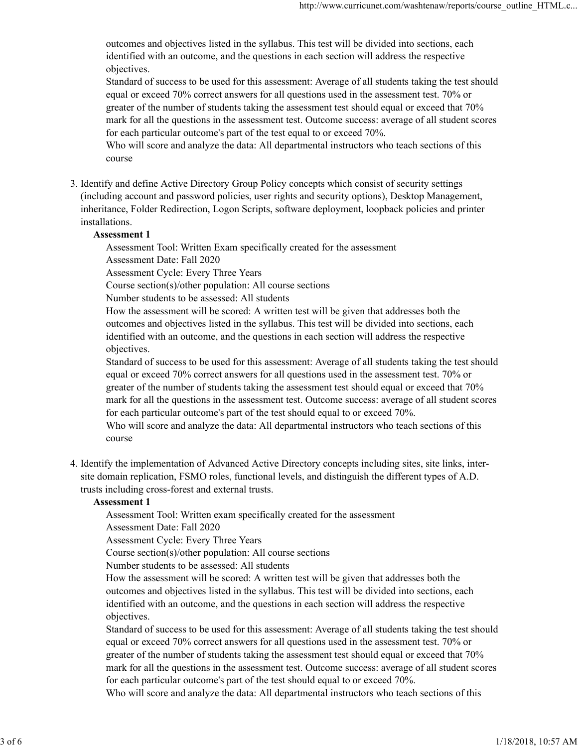outcomes and objectives listed in the syllabus. This test will be divided into sections, each identified with an outcome, and the questions in each section will address the respective objectives.
Standard of success to be used for this assessment: Average of all students taking the test should equal or exceed 70% correct answers for all questions used in the assessment test. 70% or greater of the number of students taking the assessment test should equal or exceed that 70% mark for all the questions in the assessment test. Outcome success: average of all student scores for each particular outcome's part of the test equal to or exceed 70%.
Who will score and analyze the data: All departmental instructors who teach sections of this course

3. Identify and define Active Directory Group Policy concepts which consist of security settings (including account and password policies, user rights and security options), Desktop Management, inheritance, Folder Redirection, Logon Scripts, software deployment, loopback policies and printer installations.

   **Assessment 1**

   Assessment Tool: Written Exam specifically created for the assessment
   Assessment Date: Fall 2020
   Assessment Cycle: Every Three Years
   Course section(s)/other population: All course sections
   Number students to be assessed: All students
   How the assessment will be scored: A written test will be given that addresses both the outcomes and objectives listed in the syllabus. This test will be divided into sections, each identified with an outcome, and the questions in each section will address the respective objectives.
   Standard of success to be used for this assessment: Average of all students taking the test should equal or exceed 70% correct answers for all questions used in the assessment test. 70% or greater of the number of students taking the assessment test should equal or exceed that 70% mark for all the questions in the assessment test. Outcome success: average of all student scores for each particular outcome's part of the test should equal to or exceed 70%.
   Who will score and analyze the data: All departmental instructors who teach sections of this course

4. Identify the implementation of Advanced Active Directory concepts including sites, site links, inter-site domain replication, FSMO roles, functional levels, and distinguish the different types of A.D. trusts including cross-forest and external trusts.

   **Assessment 1**

   Assessment Tool: Written exam specifically created for the assessment
   Assessment Date: Fall 2020
   Assessment Cycle: Every Three Years
   Course section(s)/other population: All course sections
   Number students to be assessed: All students
   How the assessment will be scored: A written test will be given that addresses both the outcomes and objectives listed in the syllabus. This test will be divided into sections, each identified with an outcome, and the questions in each section will address the respective objectives.
   Standard of success to be used for this assessment: Average of all students taking the test should equal or exceed 70% correct answers for all questions used in the assessment test. 70% or greater of the number of students taking the assessment test should equal or exceed that 70% mark for all the questions in the assessment test. Outcome success: average of all student scores for each particular outcome's part of the test should equal to or exceed 70%.
   Who will score and analyze the data: All departmental instructors who teach sections of this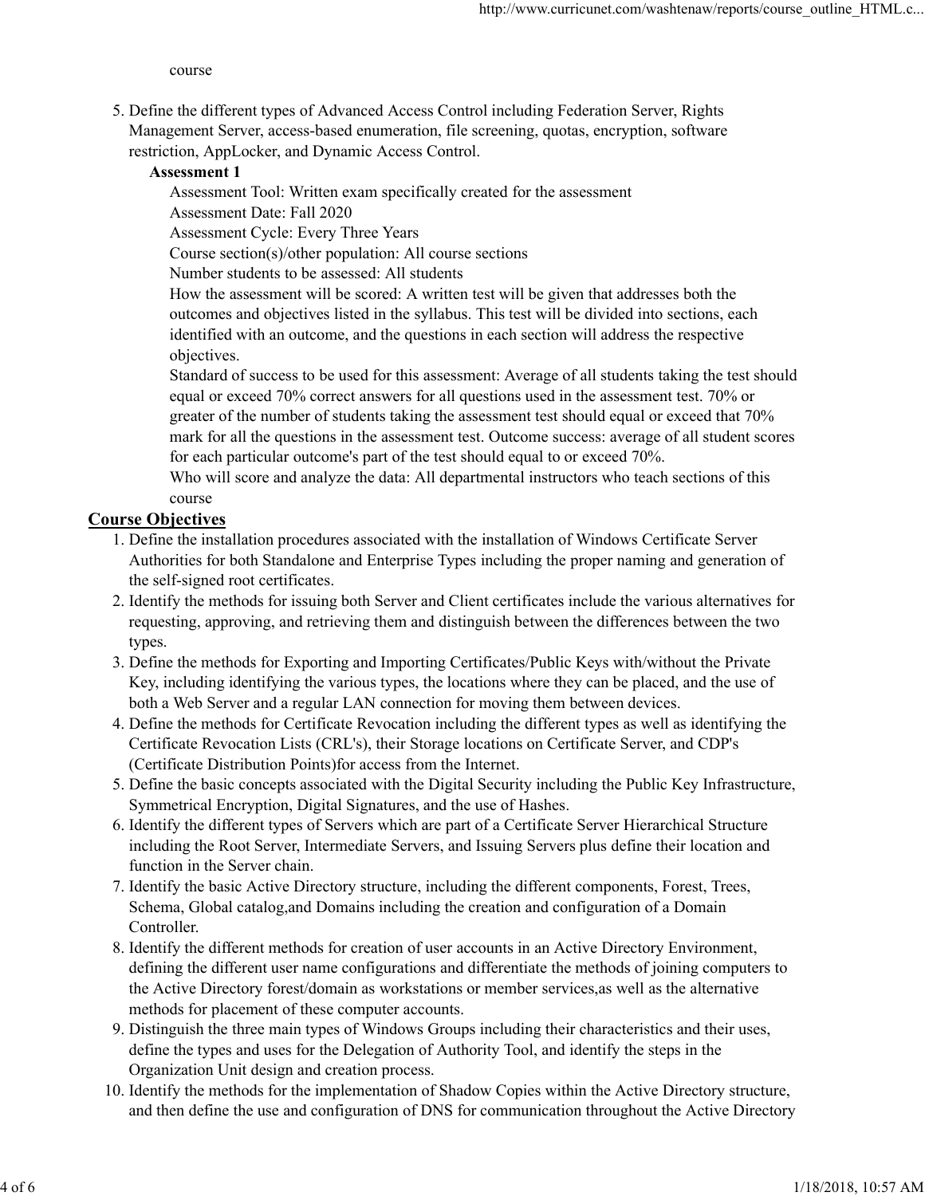course

5. Define the different types of Advanced Access Control including Federation Server, Rights Management Server, access-based enumeration, file screening, quotas, encryption, software restriction, AppLocker, and Dynamic Access Control.

   **Assessment 1**

   Assessment Tool: Written exam specifically created for the assessment
   Assessment Date: Fall 2020
   Assessment Cycle: Every Three Years
   Course section(s)/other population: All course sections
   Number students to be assessed: All students
   How the assessment will be scored: A written test will be given that addresses both the outcomes and objectives listed in the syllabus. This test will be divided into sections, each identified with an outcome, and the questions in each section will address the respective objectives.
   Standard of success to be used for this assessment: Average of all students taking the test should equal or exceed 70% correct answers for all questions used in the assessment test. 70% or greater of the number of students taking the assessment test should equal or exceed that 70% mark for all the questions in the assessment test. Outcome success: average of all student scores for each particular outcome's part of the test should equal to or exceed 70%.
   Who will score and analyze the data: All departmental instructors who teach sections of this course

## Course Objectives

1. Define the installation procedures associated with the installation of Windows Certificate Server Authorities for both Standalone and Enterprise Types including the proper naming and generation of the self-signed root certificates.
2. Identify the methods for issuing both Server and Client certificates include the various alternatives for requesting, approving, and retrieving them and distinguish between the differences between the two types.
3. Define the methods for Exporting and Importing Certificates/Public Keys with/without the Private Key, including identifying the various types, the locations where they can be placed, and the use of both a Web Server and a regular LAN connection for moving them between devices.
4. Define the methods for Certificate Revocation including the different types as well as identifying the Certificate Revocation Lists (CRL's), their Storage locations on Certificate Server, and CDP's (Certificate Distribution Points)for access from the Internet.
5. Define the basic concepts associated with the Digital Security including the Public Key Infrastructure, Symmetrical Encryption, Digital Signatures, and the use of Hashes.
6. Identify the different types of Servers which are part of a Certificate Server Hierarchical Structure including the Root Server, Intermediate Servers, and Issuing Servers plus define their location and function in the Server chain.
7. Identify the basic Active Directory structure, including the different components, Forest, Trees, Schema, Global catalog,and Domains including the creation and configuration of a Domain Controller.
8. Identify the different methods for creation of user accounts in an Active Directory Environment, defining the different user name configurations and differentiate the methods of joining computers to the Active Directory forest/domain as workstations or member services,as well as the alternative methods for placement of these computer accounts.
9. Distinguish the three main types of Windows Groups including their characteristics and their uses, define the types and uses for the Delegation of Authority Tool, and identify the steps in the Organization Unit design and creation process.
10. Identify the methods for the implementation of Shadow Copies within the Active Directory structure, and then define the use and configuration of DNS for communication throughout the Active Directory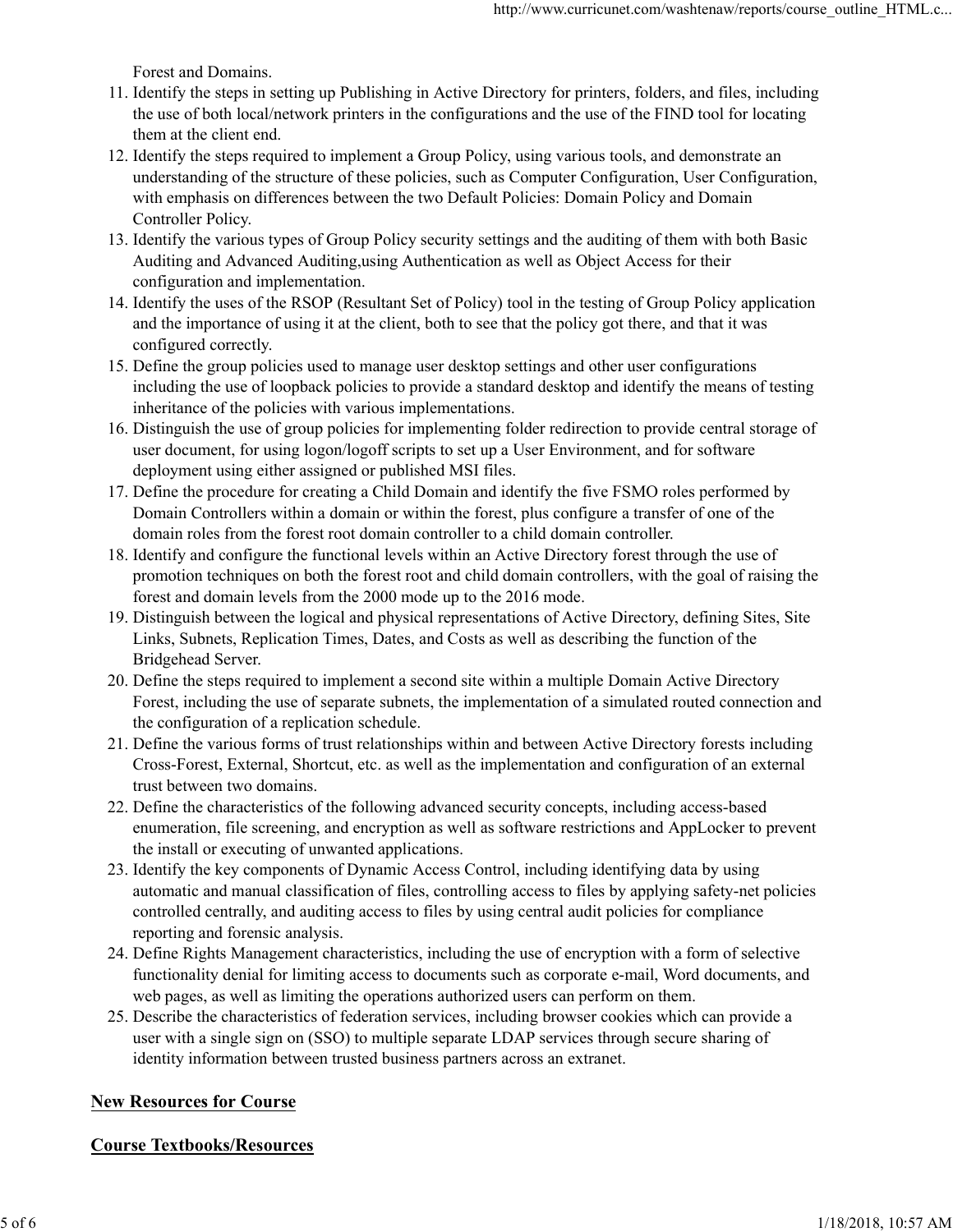Forest and Domains.

11. Identify the steps in setting up Publishing in Active Directory for printers, folders, and files, including the use of both local/network printers in the configurations and the use of the FIND tool for locating them at the client end.
12. Identify the steps required to implement a Group Policy, using various tools, and demonstrate an understanding of the structure of these policies, such as Computer Configuration, User Configuration, with emphasis on differences between the two Default Policies: Domain Policy and Domain Controller Policy.
13. Identify the various types of Group Policy security settings and the auditing of them with both Basic Auditing and Advanced Auditing,using Authentication as well as Object Access for their configuration and implementation.
14. Identify the uses of the RSOP (Resultant Set of Policy) tool in the testing of Group Policy application and the importance of using it at the client, both to see that the policy got there, and that it was configured correctly.
15. Define the group policies used to manage user desktop settings and other user configurations including the use of loopback policies to provide a standard desktop and identify the means of testing inheritance of the policies with various implementations.
16. Distinguish the use of group policies for implementing folder redirection to provide central storage of user document, for using logon/logoff scripts to set up a User Environment, and for software deployment using either assigned or published MSI files.
17. Define the procedure for creating a Child Domain and identify the five FSMO roles performed by Domain Controllers within a domain or within the forest, plus configure a transfer of one of the domain roles from the forest root domain controller to a child domain controller.
18. Identify and configure the functional levels within an Active Directory forest through the use of promotion techniques on both the forest root and child domain controllers, with the goal of raising the forest and domain levels from the 2000 mode up to the 2016 mode.
19. Distinguish between the logical and physical representations of Active Directory, defining Sites, Site Links, Subnets, Replication Times, Dates, and Costs as well as describing the function of the Bridgehead Server.
20. Define the steps required to implement a second site within a multiple Domain Active Directory Forest, including the use of separate subnets, the implementation of a simulated routed connection and the configuration of a replication schedule.
21. Define the various forms of trust relationships within and between Active Directory forests including Cross-Forest, External, Shortcut, etc. as well as the implementation and configuration of an external trust between two domains.
22. Define the characteristics of the following advanced security concepts, including access-based enumeration, file screening, and encryption as well as software restrictions and AppLocker to prevent the install or executing of unwanted applications.
23. Identify the key components of Dynamic Access Control, including identifying data by using automatic and manual classification of files, controlling access to files by applying safety-net policies controlled centrally, and auditing access to files by using central audit policies for compliance reporting and forensic analysis.
24. Define Rights Management characteristics, including the use of encryption with a form of selective functionality denial for limiting access to documents such as corporate e-mail, Word documents, and web pages, as well as limiting the operations authorized users can perform on them.
25. Describe the characteristics of federation services, including browser cookies which can provide a user with a single sign on (SSO) to multiple separate LDAP services through secure sharing of identity information between trusted business partners across an extranet.

**New Resources for Course**

**Course Textbooks/Resources**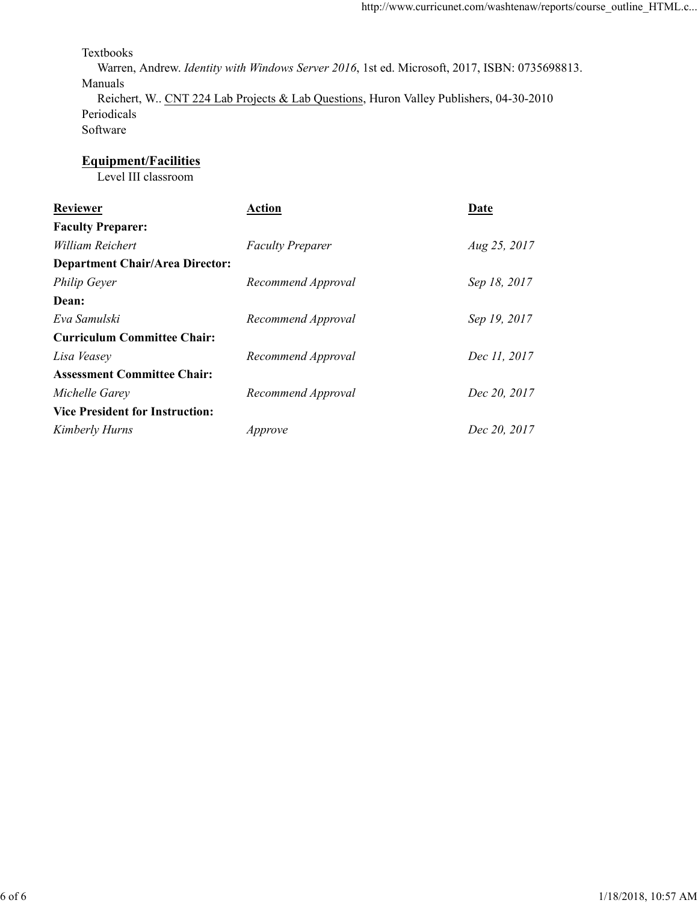Textbooks

Warren, Andrew. *Identity with Windows Server 2016*, 1st ed. Microsoft, 2017, ISBN: 0735698813.

Manuals

Reichert, W.. CNT 224 Lab Projects & Lab Questions, Huron Valley Publishers, 04-30-2010

Periodicals

Software

**Equipment/Facilities**

Level III classroom

| Reviewer | Action | Date |
|---|---|---|
| **Faculty Preparer:** | | |
| *William Reichert* | *Faculty Preparer* | *Aug 25, 2017* |
| **Department Chair/Area Director:** | | |
| *Philip Geyer* | *Recommend Approval* | *Sep 18, 2017* |
| **Dean:** | | |
| *Eva Samulski* | *Recommend Approval* | *Sep 19, 2017* |
| **Curriculum Committee Chair:** | | |
| *Lisa Veasey* | *Recommend Approval* | *Dec 11, 2017* |
| **Assessment Committee Chair:** | | |
| *Michelle Garey* | *Recommend Approval* | *Dec 20, 2017* |
| **Vice President for Instruction:** | | |
| *Kimberly Hurns* | *Approve* | *Dec 20, 2017* |